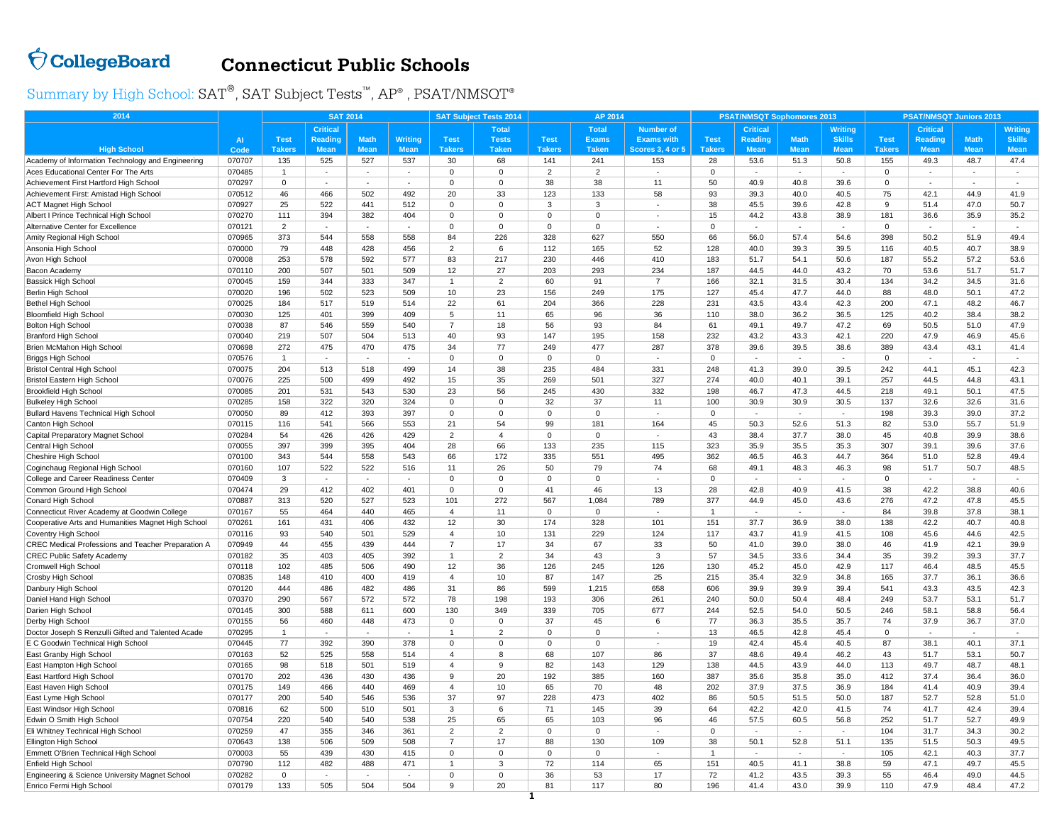# Connecticut Public Schools

## Summary by High School: SAT®, SAT Subject Tests™, AP®, PSAT/NMSQT®

| 2014 | | SAT 2014 | | | | SAT Subject Tests 2014 | | AP 2014 | | | PSAT/NMSQT Sophomores 2013 | | | | PSAT/NMSQT Juniors 2013 | | | |
|---|---|---|---|---|---|---|---|---|---|---|---|---|---|---|---|---|---|---|
| High School | AI Code | Test Takers | Critical Reading Mean | Math Mean | Writing Mean | Test Takers | Total Tests Taken | Test Takers | Total Exams Taken | Number of Exams with Scores 3, 4 or 5 | Test Takers | Critical Reading Mean | Math Mean | Writing Skills Mean | Test Takers | Critical Reading Mean | Math Mean | Writing Skills Mean |
| Academy of Information Technology and Engineering | 070707 | 135 | 525 | 527 | 537 | 30 | 68 | 141 | 241 | 153 | 28 | 53.6 | 51.3 | 50.8 | 155 | 49.3 | 48.7 | 47.4 |
| Aces Educational Center For The Arts | 070485 | 1 | - | - | - | 0 | 0 | 2 | 2 | - | 0 | - | - | - | 0 | - | - | - |
| Achievement First Hartford High School | 070297 | 0 | - | - | - | 0 | 0 | 38 | 38 | 11 | 50 | 40.9 | 40.8 | 39.6 | 0 | - | - | - |
| Achievement First: Amistad High School | 070512 | 46 | 466 | 502 | 492 | 20 | 33 | 123 | 133 | 58 | 93 | 39.3 | 40.0 | 40.5 | 75 | 42.1 | 44.9 | 41.9 |
| ACT Magnet High School | 070927 | 25 | 522 | 441 | 512 | 0 | 0 | 3 | 3 | - | 38 | 45.5 | 39.6 | 42.8 | 9 | 51.4 | 47.0 | 50.7 |
| Albert I Prince Technical High School | 070270 | 111 | 394 | 382 | 404 | 0 | 0 | 0 | 0 | - | 15 | 44.2 | 43.8 | 38.9 | 181 | 36.6 | 35.9 | 35.2 |
| Alternative Center for Excellence | 070121 | 2 | - | - | - | 0 | 0 | 0 | 0 | - | 0 | - | - | - | 0 | - | - | - |
| Amity Regional High School | 070965 | 373 | 544 | 558 | 558 | 84 | 226 | 328 | 627 | 550 | 66 | 56.0 | 57.4 | 54.6 | 398 | 50.2 | 51.9 | 49.4 |
| Ansonia High School | 070000 | 79 | 448 | 428 | 456 | 2 | 6 | 112 | 165 | 52 | 128 | 40.0 | 39.3 | 39.5 | 116 | 40.5 | 40.7 | 38.9 |
| Avon High School | 070008 | 253 | 578 | 592 | 577 | 83 | 217 | 230 | 446 | 410 | 183 | 51.7 | 54.1 | 50.6 | 187 | 55.2 | 57.2 | 53.6 |
| Bacon Academy | 070110 | 200 | 507 | 501 | 509 | 12 | 27 | 203 | 293 | 234 | 187 | 44.5 | 44.0 | 43.2 | 70 | 53.6 | 51.7 | 51.7 |
| Bassick High School | 070045 | 159 | 344 | 333 | 347 | 1 | 2 | 60 | 91 | 7 | 166 | 32.1 | 31.5 | 30.4 | 134 | 34.2 | 34.5 | 31.6 |
| Berlin High School | 070020 | 196 | 502 | 523 | 509 | 10 | 23 | 156 | 249 | 175 | 127 | 45.4 | 47.7 | 44.0 | 88 | 48.0 | 50.1 | 47.2 |
| Bethel High School | 070025 | 184 | 517 | 519 | 514 | 22 | 61 | 204 | 366 | 228 | 231 | 43.5 | 43.4 | 42.3 | 200 | 47.1 | 48.2 | 46.7 |
| Bloomfield High School | 070030 | 125 | 401 | 399 | 409 | 5 | 11 | 65 | 96 | 36 | 110 | 38.0 | 36.2 | 36.5 | 125 | 40.2 | 38.4 | 38.2 |
| Bolton High School | 070038 | 87 | 546 | 559 | 540 | 7 | 18 | 56 | 93 | 84 | 61 | 49.1 | 49.7 | 47.2 | 69 | 50.5 | 51.0 | 47.9 |
| Branford High School | 070040 | 219 | 507 | 504 | 513 | 40 | 93 | 147 | 195 | 158 | 232 | 43.2 | 43.3 | 42.1 | 220 | 47.9 | 46.9 | 45.6 |
| Brien McMahon High School | 070698 | 272 | 475 | 470 | 475 | 34 | 77 | 249 | 477 | 287 | 378 | 39.6 | 39.5 | 38.6 | 389 | 43.4 | 43.1 | 41.4 |
| Briggs High School | 070576 | 1 | - | - | - | 0 | 0 | 0 | 0 | - | 0 | - | - | - | 0 | - | - | - |
| Bristol Central High School | 070075 | 204 | 513 | 518 | 499 | 14 | 38 | 235 | 484 | 331 | 248 | 41.3 | 39.0 | 39.5 | 242 | 44.1 | 45.1 | 42.3 |
| Bristol Eastern High School | 070076 | 225 | 500 | 499 | 492 | 15 | 35 | 269 | 501 | 327 | 274 | 40.0 | 40.1 | 39.1 | 257 | 44.5 | 44.8 | 43.1 |
| Brookfield High School | 070085 | 201 | 531 | 543 | 530 | 23 | 56 | 245 | 430 | 332 | 198 | 46.7 | 47.3 | 44.5 | 218 | 49.1 | 50.1 | 47.5 |
| Bulkeley High School | 070285 | 158 | 322 | 320 | 324 | 0 | 0 | 32 | 37 | 11 | 100 | 30.9 | 30.9 | 30.5 | 137 | 32.6 | 32.6 | 31.6 |
| Bullard Havens Technical High School | 070050 | 89 | 412 | 393 | 397 | 0 | 0 | 0 | 0 | - | 0 | - | - | - | 198 | 39.3 | 39.0 | 37.2 |
| Canton High School | 070115 | 116 | 541 | 566 | 553 | 21 | 54 | 99 | 181 | 164 | 45 | 50.3 | 52.6 | 51.3 | 82 | 53.0 | 55.7 | 51.9 |
| Capital Preparatory Magnet School | 070284 | 54 | 426 | 426 | 429 | 2 | 4 | 0 | 0 | - | 43 | 38.4 | 37.7 | 38.0 | 45 | 40.8 | 39.9 | 38.6 |
| Central High School | 070055 | 397 | 399 | 395 | 404 | 28 | 66 | 133 | 235 | 115 | 323 | 35.9 | 35.5 | 35.3 | 307 | 39.1 | 39.6 | 37.6 |
| Cheshire High School | 070100 | 343 | 544 | 558 | 543 | 66 | 172 | 335 | 551 | 495 | 362 | 46.5 | 46.3 | 44.7 | 364 | 51.0 | 52.8 | 49.4 |
| Coginchaug Regional High School | 070160 | 107 | 522 | 522 | 516 | 11 | 26 | 50 | 79 | 74 | 68 | 49.1 | 48.3 | 46.3 | 98 | 51.7 | 50.7 | 48.5 |
| College and Career Readiness Center | 070409 | 3 | - | - | - | 0 | 0 | 0 | 0 | - | 0 | - | - | - | 0 | - | - | - |
| Common Ground High School | 070474 | 29 | 412 | 402 | 401 | 0 | 0 | 41 | 46 | 13 | 28 | 42.8 | 40.9 | 41.5 | 38 | 42.2 | 38.8 | 40.6 |
| Conard High School | 070887 | 313 | 520 | 527 | 523 | 101 | 272 | 567 | 1,084 | 789 | 377 | 44.9 | 45.0 | 43.6 | 276 | 47.2 | 47.8 | 45.5 |
| Connecticut River Academy at Goodwin College | 070167 | 55 | 464 | 440 | 465 | 4 | 11 | 0 | 0 | - | 1 | - | - | - | 84 | 39.8 | 37.8 | 38.1 |
| Cooperative Arts and Humanities Magnet High School | 070261 | 161 | 431 | 406 | 432 | 12 | 30 | 174 | 328 | 101 | 151 | 37.7 | 36.9 | 38.0 | 138 | 42.2 | 40.7 | 40.8 |
| Coventry High School | 070116 | 93 | 540 | 501 | 529 | 4 | 10 | 131 | 229 | 124 | 117 | 43.7 | 41.9 | 41.5 | 108 | 45.6 | 44.6 | 42.5 |
| CREC Medical Professions and Teacher Preparation A | 070949 | 44 | 455 | 439 | 444 | 7 | 17 | 34 | 67 | 33 | 50 | 41.0 | 39.0 | 38.0 | 46 | 41.9 | 42.1 | 39.9 |
| CREC Public Safety Academy | 070182 | 35 | 403 | 405 | 392 | 1 | 2 | 34 | 43 | 3 | 57 | 34.5 | 33.6 | 34.4 | 35 | 39.2 | 39.3 | 37.7 |
| Cromwell High School | 070118 | 102 | 485 | 506 | 490 | 12 | 36 | 126 | 245 | 126 | 130 | 45.2 | 45.0 | 42.9 | 117 | 46.4 | 48.5 | 45.5 |
| Crosby High School | 070835 | 148 | 410 | 400 | 419 | 4 | 10 | 87 | 147 | 25 | 215 | 35.4 | 32.9 | 34.8 | 165 | 37.7 | 36.1 | 36.6 |
| Danbury High School | 070120 | 444 | 486 | 482 | 486 | 31 | 86 | 599 | 1,215 | 658 | 606 | 39.9 | 39.9 | 39.4 | 541 | 43.3 | 43.5 | 42.3 |
| Daniel Hand High School | 070370 | 290 | 567 | 572 | 572 | 78 | 198 | 193 | 306 | 261 | 240 | 50.0 | 50.4 | 48.4 | 249 | 53.7 | 53.1 | 51.7 |
| Darien High School | 070145 | 300 | 588 | 611 | 600 | 130 | 349 | 339 | 705 | 677 | 244 | 52.5 | 54.0 | 50.5 | 246 | 58.1 | 58.8 | 56.4 |
| Derby High School | 070155 | 56 | 460 | 448 | 473 | 0 | 0 | 37 | 45 | 6 | 77 | 36.3 | 35.5 | 35.7 | 74 | 37.9 | 36.7 | 37.0 |
| Doctor Joseph S Renzulli Gifted and Talented Acade | 070295 | 1 | - | - | - | 1 | 2 | 0 | 0 | - | 13 | 46.5 | 42.8 | 45.4 | 0 | - | - | - |
| E C Goodwin Technical High School | 070445 | 77 | 392 | 390 | 378 | 0 | 0 | 0 | 0 | - | 19 | 42.4 | 45.4 | 40.5 | 87 | 38.1 | 40.1 | 37.1 |
| East Granby High School | 070163 | 52 | 525 | 558 | 514 | 4 | 8 | 68 | 107 | 86 | 37 | 48.6 | 49.4 | 46.2 | 43 | 51.7 | 53.1 | 50.7 |
| East Hampton High School | 070165 | 98 | 518 | 501 | 519 | 4 | 9 | 82 | 143 | 129 | 138 | 44.5 | 43.9 | 44.0 | 113 | 49.7 | 48.7 | 48.1 |
| East Hartford High School | 070170 | 202 | 436 | 430 | 436 | 9 | 20 | 192 | 385 | 160 | 387 | 35.6 | 35.8 | 35.0 | 412 | 37.4 | 36.4 | 36.0 |
| East Haven High School | 070175 | 149 | 466 | 440 | 469 | 4 | 10 | 65 | 70 | 48 | 202 | 37.9 | 37.5 | 36.9 | 184 | 41.4 | 40.9 | 39.4 |
| East Lyme High School | 070177 | 200 | 540 | 546 | 536 | 37 | 97 | 228 | 473 | 402 | 86 | 50.5 | 51.5 | 50.0 | 187 | 52.7 | 52.8 | 51.0 |
| East Windsor High School | 070816 | 62 | 500 | 510 | 501 | 3 | 6 | 71 | 145 | 39 | 64 | 42.2 | 42.0 | 41.5 | 74 | 41.7 | 42.4 | 39.4 |
| Edwin O Smith High School | 070754 | 220 | 540 | 540 | 538 | 25 | 65 | 65 | 103 | 96 | 46 | 57.5 | 60.5 | 56.8 | 252 | 51.7 | 52.7 | 49.9 |
| Eli Whitney Technical High School | 070259 | 47 | 355 | 346 | 361 | 2 | 2 | 0 | 0 | - | 0 | - | - | - | 104 | 31.7 | 34.3 | 30.2 |
| Ellington High School | 070643 | 138 | 506 | 509 | 508 | 7 | 17 | 88 | 130 | 109 | 38 | 50.1 | 52.8 | 51.1 | 135 | 51.5 | 50.3 | 49.5 |
| Emmett O'Brien Technical High School | 070003 | 55 | 439 | 430 | 415 | 0 | 0 | 0 | 0 | - | 1 | - | - | - | 105 | 42.1 | 40.3 | 37.7 |
| Enfield High School | 070790 | 112 | 482 | 488 | 471 | 1 | 3 | 72 | 114 | 65 | 151 | 40.5 | 41.1 | 38.8 | 59 | 47.1 | 49.7 | 45.5 |
| Engineering & Science University Magnet School | 070282 | 0 | - | - | - | 0 | 0 | 36 | 53 | 17 | 72 | 41.2 | 43.5 | 39.3 | 55 | 46.4 | 49.0 | 44.5 |
| Enrico Fermi High School | 070179 | 133 | 505 | 504 | 504 | 9 | 20 | 81 | 117 | 80 | 196 | 41.4 | 43.0 | 39.9 | 110 | 47.9 | 48.4 | 47.2 |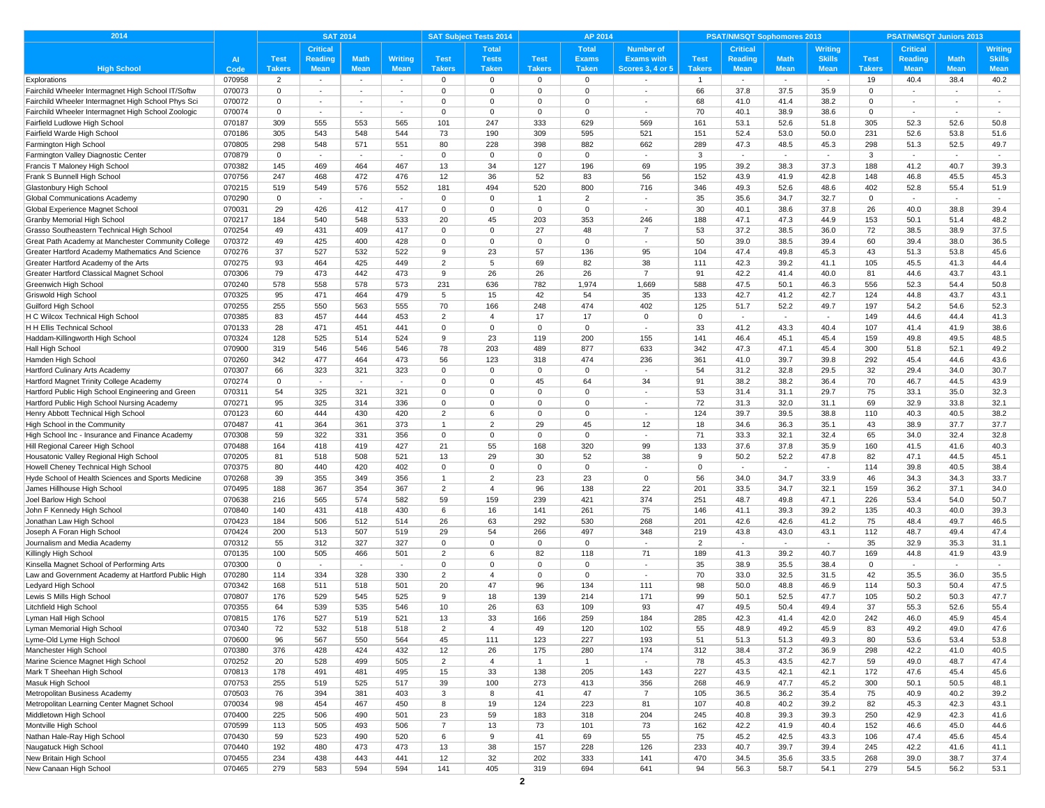| 2014 | | SAT 2014 | | | | SAT Subject Tests 2014 | | AP 2014 | | | PSAT/NMSQT Sophomores 2013 | | | | PSAT/NMSQT Juniors 2013 | | | |
|---|---|---|---|---|---|---|---|---|---|---|---|---|---|---|---|---|---|---|
| High School | AI Code | Test Takers | Critical Reading Mean | Math Mean | Writing Mean | Test Takers | Total Tests Taken | Test Takers | Total Exams Taken | Number of Exams with Scores 3, 4 or 5 | Test Takers | Critical Reading Mean | Math Mean | Writing Skills Mean | Test Takers | Critical Reading Mean | Math Mean | Writing Skills Mean |
| Explorations | 070958 | 2 | - | - | - | 0 | 0 | 0 | 0 | - | 1 | - | - | - | 19 | 40.4 | 38.4 | 40.2 |
| Fairchild Wheeler Intermagnet High School IT/Softw | 070073 | 0 | - | - | - | 0 | 0 | 0 | 0 | - | 66 | 37.8 | 37.5 | 35.9 | 0 | - | - | - |
| Fairchild Wheeler Intermagnet High School Phys Sci | 070072 | 0 | - | - | - | 0 | 0 | 0 | 0 | - | 68 | 41.0 | 41.4 | 38.2 | 0 | - | - | - |
| Fairchild Wheeler Intermagnet High School Zoologic | 070074 | 0 | - | - | - | 0 | 0 | 0 | 0 | - | 70 | 40.1 | 38.9 | 38.6 | 0 | - | - | - |
| Fairfield Ludlowe High School | 070187 | 309 | 555 | 553 | 565 | 101 | 247 | 333 | 629 | 569 | 161 | 53.1 | 52.6 | 51.8 | 305 | 52.3 | 52.6 | 50.8 |
| Fairfield Warde High School | 070186 | 305 | 543 | 548 | 544 | 73 | 190 | 309 | 595 | 521 | 151 | 52.4 | 53.0 | 50.0 | 231 | 52.6 | 53.8 | 51.6 |
| Farmington High School | 070805 | 298 | 548 | 571 | 551 | 80 | 228 | 398 | 882 | 662 | 289 | 47.3 | 48.5 | 45.3 | 298 | 51.3 | 52.5 | 49.7 |
| Farmington Valley Diagnostic Center | 070879 | 0 | - | - | - | 0 | 0 | 0 | 0 | - | 3 | - | - | - | 3 | - | - | - |
| Francis T Maloney High School | 070382 | 145 | 469 | 464 | 467 | 13 | 34 | 127 | 196 | 69 | 195 | 39.2 | 38.3 | 37.3 | 188 | 41.2 | 40.7 | 39.3 |
| Frank S Bunnell High School | 070756 | 247 | 468 | 472 | 476 | 12 | 36 | 52 | 83 | 56 | 152 | 43.9 | 41.9 | 42.8 | 148 | 46.8 | 45.5 | 45.3 |
| Glastonbury High School | 070215 | 519 | 549 | 576 | 552 | 181 | 494 | 520 | 800 | 716 | 346 | 49.3 | 52.6 | 48.6 | 402 | 52.8 | 55.4 | 51.9 |
| Global Communications Academy | 070290 | 0 | - | - | - | 0 | 0 | 1 | 2 | - | 35 | 35.6 | 34.7 | 32.7 | 0 | - | - | - |
| Global Experience Magnet School | 070031 | 29 | 426 | 412 | 417 | 0 | 0 | 0 | 0 | - | 30 | 40.1 | 38.6 | 37.8 | 26 | 40.0 | 38.8 | 39.4 |
| Granby Memorial High School | 070217 | 184 | 540 | 548 | 533 | 20 | 45 | 203 | 353 | 246 | 188 | 47.1 | 47.3 | 44.9 | 153 | 50.1 | 51.4 | 48.2 |
| Grasso Southeastern Technical High School | 070254 | 49 | 431 | 409 | 417 | 0 | 0 | 27 | 48 | 7 | 53 | 37.2 | 38.5 | 36.0 | 72 | 38.5 | 38.9 | 37.5 |
| Great Path Academy at Manchester Community College | 070372 | 49 | 425 | 400 | 428 | 0 | 0 | 0 | 0 | - | 50 | 39.0 | 38.5 | 39.4 | 60 | 39.4 | 38.0 | 36.5 |
| Greater Hartford Academy Mathematics And Science | 070276 | 37 | 527 | 532 | 522 | 9 | 23 | 57 | 136 | 95 | 104 | 47.4 | 49.8 | 45.3 | 43 | 51.3 | 53.8 | 45.6 |
| Greater Hartford Academy of the Arts | 070275 | 93 | 464 | 425 | 449 | 2 | 5 | 69 | 82 | 38 | 111 | 42.3 | 39.2 | 41.1 | 105 | 45.5 | 41.3 | 44.4 |
| Greater Hartford Classical Magnet School | 070306 | 79 | 473 | 442 | 473 | 9 | 26 | 26 | 26 | 7 | 91 | 42.2 | 41.4 | 40.0 | 81 | 44.6 | 43.7 | 43.1 |
| Greenwich High School | 070240 | 578 | 558 | 578 | 573 | 231 | 636 | 782 | 1,974 | 1,669 | 588 | 47.5 | 50.1 | 46.3 | 556 | 52.3 | 54.4 | 50.8 |
| Griswold High School | 070325 | 95 | 471 | 464 | 479 | 5 | 15 | 42 | 54 | 35 | 133 | 42.7 | 41.2 | 42.7 | 124 | 44.8 | 43.7 | 43.1 |
| Guilford High School | 070255 | 255 | 550 | 563 | 555 | 70 | 166 | 248 | 474 | 402 | 125 | 51.7 | 52.2 | 49.7 | 197 | 54.2 | 54.6 | 52.3 |
| H C Wilcox Technical High School | 070385 | 83 | 457 | 444 | 453 | 2 | 4 | 17 | 17 | 0 | 0 | - | - | - | 149 | 44.6 | 44.4 | 41.3 |
| H H Ellis Technical School | 070133 | 28 | 471 | 451 | 441 | 0 | 0 | 0 | 0 | - | 33 | 41.2 | 43.3 | 40.4 | 107 | 41.4 | 41.9 | 38.6 |
| Haddam-Killingworth High School | 070324 | 128 | 525 | 514 | 524 | 9 | 23 | 119 | 200 | 155 | 141 | 46.4 | 45.1 | 45.4 | 159 | 49.8 | 49.5 | 48.5 |
| Hall High School | 070900 | 319 | 546 | 546 | 546 | 78 | 203 | 489 | 877 | 633 | 342 | 47.3 | 47.1 | 45.4 | 300 | 51.8 | 52.1 | 49.2 |
| Hamden High School | 070260 | 342 | 477 | 464 | 473 | 56 | 123 | 318 | 474 | 236 | 361 | 41.0 | 39.7 | 39.8 | 292 | 45.4 | 44.6 | 43.6 |
| Hartford Culinary Arts Academy | 070307 | 66 | 323 | 321 | 323 | 0 | 0 | 0 | 0 | - | 54 | 31.2 | 32.8 | 29.5 | 32 | 29.4 | 34.0 | 30.7 |
| Hartford Magnet Trinity College Academy | 070274 | 0 | - | - | - | 0 | 0 | 45 | 64 | 34 | 91 | 38.2 | 38.2 | 36.4 | 70 | 46.7 | 44.5 | 43.9 |
| Hartford Public High School Engineering and Green | 070311 | 54 | 325 | 321 | 321 | 0 | 0 | 0 | 0 | - | 53 | 31.4 | 31.1 | 29.7 | 75 | 33.1 | 35.0 | 32.3 |
| Hartford Public High School Nursing Academy | 070271 | 95 | 325 | 314 | 336 | 0 | 0 | 0 | 0 | - | 72 | 31.3 | 32.0 | 31.1 | 69 | 32.9 | 33.8 | 32.1 |
| Henry Abbott Technical High School | 070123 | 60 | 444 | 430 | 420 | 2 | 6 | 0 | 0 | - | 124 | 39.7 | 39.5 | 38.8 | 110 | 40.3 | 40.5 | 38.2 |
| High School in the Community | 070487 | 41 | 364 | 361 | 373 | 1 | 2 | 29 | 45 | 12 | 18 | 34.6 | 36.3 | 35.1 | 43 | 38.9 | 37.7 | 37.7 |
| High School Inc - Insurance and Finance Academy | 070308 | 59 | 322 | 331 | 356 | 0 | 0 | 0 | 0 | - | 71 | 33.3 | 32.1 | 32.4 | 65 | 34.0 | 32.4 | 32.8 |
| Hill Regional Career High School | 070488 | 164 | 418 | 419 | 427 | 21 | 55 | 168 | 320 | 99 | 133 | 37.6 | 37.8 | 35.9 | 160 | 41.5 | 41.6 | 40.3 |
| Housatonic Valley Regional High School | 070205 | 81 | 518 | 508 | 521 | 13 | 29 | 30 | 52 | 38 | 9 | 50.2 | 52.2 | 47.8 | 82 | 47.1 | 44.5 | 45.1 |
| Howell Cheney Technical High School | 070375 | 80 | 440 | 420 | 402 | 0 | 0 | 0 | 0 | - | 0 | - | - | - | 114 | 39.8 | 40.5 | 38.4 |
| Hyde School of Health Sciences and Sports Medicine | 070268 | 39 | 355 | 349 | 356 | 1 | 2 | 23 | 23 | 0 | 56 | 34.0 | 34.7 | 33.9 | 46 | 34.3 | 34.3 | 33.7 |
| James Hillhouse High School | 070495 | 188 | 367 | 354 | 367 | 2 | 4 | 96 | 138 | 22 | 201 | 33.5 | 34.7 | 32.1 | 159 | 36.2 | 37.1 | 34.0 |
| Joel Barlow High School | 070638 | 216 | 565 | 574 | 582 | 59 | 159 | 239 | 421 | 374 | 251 | 48.7 | 49.8 | 47.1 | 226 | 53.4 | 54.0 | 50.7 |
| John F Kennedy High School | 070840 | 140 | 431 | 418 | 430 | 6 | 16 | 141 | 261 | 75 | 146 | 41.1 | 39.3 | 39.2 | 135 | 40.3 | 40.0 | 39.3 |
| Jonathan Law High School | 070423 | 184 | 506 | 512 | 514 | 26 | 63 | 292 | 530 | 268 | 201 | 42.6 | 42.6 | 41.2 | 75 | 48.4 | 49.7 | 46.5 |
| Joseph A Foran High School | 070424 | 200 | 513 | 507 | 519 | 29 | 54 | 266 | 497 | 348 | 219 | 43.8 | 43.0 | 43.1 | 112 | 48.7 | 49.4 | 47.4 |
| Journalism and Media Academy | 070312 | 55 | 312 | 327 | 327 | 0 | 0 | 0 | 0 | - | 2 | - | - | - | 35 | 32.9 | 35.3 | 31.1 |
| Killingly High School | 070135 | 100 | 505 | 466 | 501 | 2 | 6 | 82 | 118 | 71 | 189 | 41.3 | 39.2 | 40.7 | 169 | 44.8 | 41.9 | 43.9 |
| Kinsella Magnet School of Performing Arts | 070300 | 0 | - | - | - | 0 | 0 | 0 | 0 | - | 35 | 38.9 | 35.5 | 38.4 | 0 | - | - | - |
| Law and Government Academy at Hartford Public High | 070280 | 114 | 334 | 328 | 330 | 2 | 4 | 0 | 0 | - | 70 | 33.0 | 32.5 | 31.5 | 42 | 35.5 | 36.0 | 35.5 |
| Ledyard High School | 070342 | 168 | 511 | 518 | 501 | 20 | 47 | 96 | 134 | 111 | 98 | 50.0 | 48.8 | 46.9 | 114 | 50.3 | 50.4 | 47.5 |
| Lewis S Mills High School | 070807 | 176 | 529 | 545 | 525 | 9 | 18 | 139 | 214 | 171 | 99 | 50.1 | 52.5 | 47.7 | 105 | 50.2 | 50.3 | 47.7 |
| Litchfield High School | 070355 | 64 | 539 | 535 | 546 | 10 | 26 | 63 | 109 | 93 | 47 | 49.5 | 50.4 | 49.4 | 37 | 55.3 | 52.6 | 55.4 |
| Lyman Hall High School | 070815 | 176 | 527 | 519 | 521 | 13 | 33 | 166 | 259 | 184 | 285 | 42.3 | 41.4 | 42.0 | 242 | 46.0 | 45.9 | 45.4 |
| Lyman Memorial High School | 070340 | 72 | 532 | 518 | 518 | 2 | 4 | 49 | 120 | 102 | 55 | 48.9 | 49.2 | 45.9 | 83 | 49.2 | 49.0 | 47.6 |
| Lyme-Old Lyme High School | 070600 | 96 | 567 | 550 | 564 | 45 | 111 | 123 | 227 | 193 | 51 | 51.3 | 51.3 | 49.3 | 80 | 53.6 | 53.4 | 53.8 |
| Manchester High School | 070380 | 376 | 428 | 424 | 432 | 12 | 26 | 175 | 280 | 174 | 312 | 38.4 | 37.2 | 36.9 | 298 | 42.2 | 41.0 | 40.5 |
| Marine Science Magnet High School | 070252 | 20 | 528 | 499 | 505 | 2 | 4 | 1 | 1 | - | 78 | 45.3 | 43.5 | 42.7 | 59 | 49.0 | 48.7 | 47.4 |
| Mark T Sheehan High School | 070813 | 178 | 491 | 481 | 495 | 15 | 33 | 138 | 205 | 143 | 227 | 43.5 | 42.1 | 42.1 | 172 | 47.6 | 45.4 | 45.6 |
| Masuk High School | 070753 | 255 | 519 | 525 | 517 | 39 | 100 | 273 | 413 | 356 | 268 | 46.9 | 47.7 | 45.2 | 300 | 50.1 | 50.5 | 48.1 |
| Metropolitan Business Academy | 070503 | 76 | 394 | 381 | 403 | 3 | 8 | 41 | 47 | 7 | 105 | 36.5 | 36.2 | 35.4 | 75 | 40.9 | 40.2 | 39.2 |
| Metropolitan Learning Center Magnet School | 070034 | 98 | 454 | 467 | 450 | 8 | 19 | 124 | 223 | 81 | 107 | 40.8 | 40.2 | 39.2 | 82 | 45.3 | 42.3 | 43.1 |
| Middletown High School | 070400 | 225 | 506 | 490 | 501 | 23 | 59 | 183 | 318 | 204 | 245 | 40.8 | 39.3 | 39.3 | 250 | 42.9 | 42.3 | 41.6 |
| Montville High School | 070599 | 113 | 505 | 493 | 506 | 7 | 13 | 73 | 101 | 73 | 162 | 42.2 | 41.9 | 40.4 | 152 | 46.6 | 45.0 | 44.6 |
| Nathan Hale-Ray High School | 070430 | 59 | 523 | 490 | 520 | 6 | 9 | 41 | 69 | 55 | 75 | 45.2 | 42.5 | 43.3 | 106 | 47.4 | 45.6 | 45.4 |
| Naugatuck High School | 070440 | 192 | 480 | 473 | 473 | 13 | 38 | 157 | 228 | 126 | 233 | 40.7 | 39.7 | 39.4 | 245 | 42.2 | 41.6 | 41.1 |
| New Britain High School | 070455 | 234 | 438 | 443 | 441 | 12 | 32 | 202 | 333 | 141 | 470 | 34.5 | 35.6 | 33.5 | 268 | 39.0 | 38.7 | 37.4 |
| New Canaan High School | 070465 | 279 | 583 | 594 | 594 | 141 | 405 | 319 | 694 | 641 | 94 | 56.3 | 58.7 | 54.1 | 279 | 54.5 | 56.2 | 53.1 |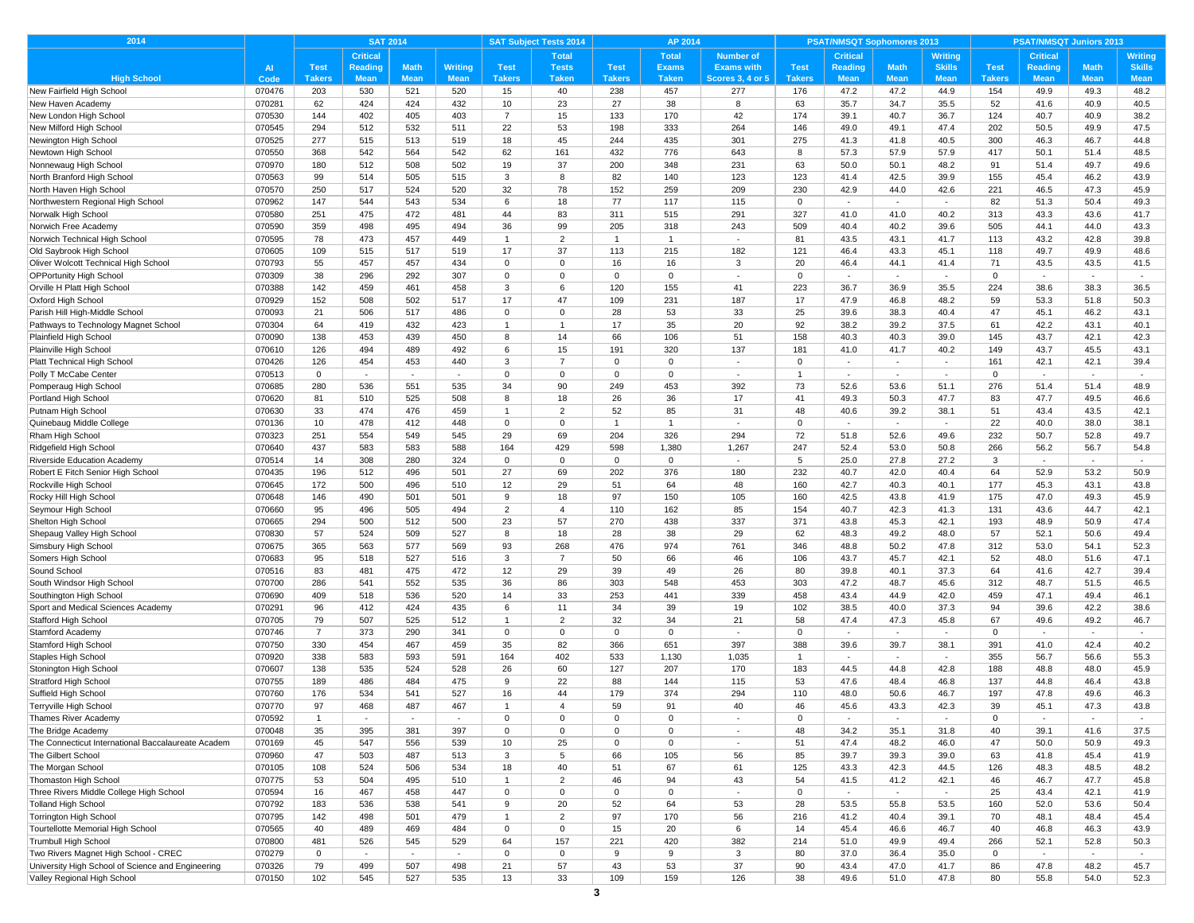| 2014 | | SAT 2014 | | | | SAT Subject Tests 2014 | | AP 2014 | | | PSAT/NMSQT Sophomores 2013 | | | | PSAT/NMSQT Juniors 2013 | | | |
|---|---|---|---|---|---|---|---|---|---|---|---|---|---|---|---|---|---|---|
| High School | AI Code | Test Takers | Critical Reading Mean | Math Mean | Writing Mean | Test Takers | Total Tests Taken | Test Takers | Total Exams Taken | Number of Exams with Scores 3, 4 or 5 | Test Takers | Critical Reading Mean | Math Mean | Writing Skills Mean | Test Takers | Critical Reading Mean | Math Mean | Writing Skills Mean |
| New Fairfield High School | 070476 | 203 | 530 | 521 | 520 | 15 | 40 | 238 | 457 | 277 | 176 | 47.2 | 47.2 | 44.9 | 154 | 49.9 | 49.3 | 48.2 |
| New Haven Academy | 070281 | 62 | 424 | 424 | 432 | 10 | 23 | 27 | 38 | 8 | 63 | 35.7 | 34.7 | 35.5 | 52 | 41.6 | 40.9 | 40.5 |
| New London High School | 070530 | 144 | 402 | 405 | 403 | 7 | 15 | 133 | 170 | 42 | 174 | 39.1 | 40.7 | 36.7 | 124 | 40.7 | 40.9 | 38.2 |
| New Milford High School | 070545 | 294 | 512 | 532 | 511 | 22 | 53 | 198 | 333 | 264 | 146 | 49.0 | 49.1 | 47.4 | 202 | 50.5 | 49.9 | 47.5 |
| Newington High School | 070525 | 277 | 515 | 513 | 519 | 18 | 45 | 244 | 435 | 301 | 275 | 41.3 | 41.8 | 40.5 | 300 | 46.3 | 46.7 | 44.8 |
| Newtown High School | 070550 | 368 | 542 | 564 | 542 | 62 | 161 | 432 | 776 | 643 | 8 | 57.3 | 57.9 | 57.9 | 417 | 50.1 | 51.4 | 48.5 |
| Nonnewaug High School | 070970 | 180 | 512 | 508 | 502 | 19 | 37 | 200 | 348 | 231 | 63 | 50.0 | 50.1 | 48.2 | 91 | 51.4 | 49.7 | 49.6 |
| North Branford High School | 070563 | 99 | 514 | 505 | 515 | 3 | 8 | 82 | 140 | 123 | 123 | 41.4 | 42.5 | 39.9 | 155 | 45.4 | 46.2 | 43.9 |
| North Haven High School | 070570 | 250 | 517 | 524 | 520 | 32 | 78 | 152 | 259 | 209 | 230 | 42.9 | 44.0 | 42.6 | 221 | 46.5 | 47.3 | 45.9 |
| Northwestern Regional High School | 070962 | 147 | 544 | 543 | 534 | 6 | 18 | 77 | 117 | 115 | 0 | - | - | - | 82 | 51.3 | 50.4 | 49.3 |
| Norwalk High School | 070580 | 251 | 475 | 472 | 481 | 44 | 83 | 311 | 515 | 291 | 327 | 41.0 | 41.0 | 40.2 | 313 | 43.3 | 43.6 | 41.7 |
| Norwich Free Academy | 070590 | 359 | 498 | 495 | 494 | 36 | 99 | 205 | 318 | 243 | 509 | 40.4 | 40.2 | 39.6 | 505 | 44.1 | 44.0 | 43.3 |
| Norwich Technical High School | 070595 | 78 | 473 | 457 | 449 | 1 | 2 | 1 | 1 | - | 81 | 43.5 | 43.1 | 41.7 | 113 | 43.2 | 42.8 | 39.8 |
| Old Saybrook High School | 070605 | 109 | 515 | 517 | 519 | 17 | 37 | 113 | 215 | 182 | 121 | 46.4 | 43.3 | 45.1 | 118 | 49.7 | 49.9 | 48.6 |
| Oliver Wolcott Technical High School | 070793 | 55 | 457 | 457 | 434 | 0 | 0 | 16 | 16 | 3 | 20 | 46.4 | 44.1 | 41.4 | 71 | 43.5 | 43.5 | 41.5 |
| OPPortunity High School | 070309 | 38 | 296 | 292 | 307 | 0 | 0 | 0 | 0 | - | 0 | - | - | - | 0 | - | - | - |
| Orville H Platt High School | 070388 | 142 | 459 | 461 | 458 | 3 | 6 | 120 | 155 | 41 | 223 | 36.7 | 36.9 | 35.5 | 224 | 38.6 | 38.3 | 36.5 |
| Oxford High School | 070929 | 152 | 508 | 502 | 517 | 17 | 47 | 109 | 231 | 187 | 17 | 47.9 | 46.8 | 48.2 | 59 | 53.3 | 51.8 | 50.3 |
| Parish Hill High-Middle School | 070093 | 21 | 506 | 517 | 486 | 0 | 0 | 28 | 53 | 33 | 25 | 39.6 | 38.3 | 40.4 | 47 | 45.1 | 46.2 | 43.1 |
| Pathways to Technology Magnet School | 070304 | 64 | 419 | 432 | 423 | 1 | 1 | 17 | 35 | 20 | 92 | 38.2 | 39.2 | 37.5 | 61 | 42.2 | 43.1 | 40.1 |
| Plainfield High School | 070090 | 138 | 453 | 439 | 450 | 8 | 14 | 66 | 106 | 51 | 158 | 40.3 | 40.3 | 39.0 | 145 | 43.7 | 42.1 | 42.3 |
| Plainville High School | 070610 | 126 | 494 | 489 | 492 | 6 | 15 | 191 | 320 | 137 | 181 | 41.0 | 41.7 | 40.2 | 149 | 43.7 | 45.5 | 43.1 |
| Platt Technical High School | 070426 | 126 | 454 | 453 | 440 | 3 | 7 | 0 | 0 | - | 0 | - | - | - | 161 | 42.1 | 42.1 | 39.4 |
| Polly T McCabe Center | 070513 | 0 | - | - | - | 0 | 0 | 0 | 0 | - | 1 | - | - | - | 0 | - | - | - |
| Pomperaug High School | 070685 | 280 | 536 | 551 | 535 | 34 | 90 | 249 | 453 | 392 | 73 | 52.6 | 53.6 | 51.1 | 276 | 51.4 | 51.4 | 48.9 |
| Portland High School | 070620 | 81 | 510 | 525 | 508 | 8 | 18 | 26 | 36 | 17 | 41 | 49.3 | 50.3 | 47.7 | 83 | 47.7 | 49.5 | 46.6 |
| Putnam High School | 070630 | 33 | 474 | 476 | 459 | 1 | 2 | 52 | 85 | 31 | 48 | 40.6 | 39.2 | 38.1 | 51 | 43.4 | 43.5 | 42.1 |
| Quinebaug Middle College | 070136 | 10 | 478 | 412 | 448 | 0 | 0 | 1 | 1 | - | 0 | - | - | - | 22 | 40.0 | 38.0 | 38.1 |
| Rham High School | 070323 | 251 | 554 | 549 | 545 | 29 | 69 | 204 | 326 | 294 | 72 | 51.8 | 52.6 | 49.6 | 232 | 50.7 | 52.8 | 49.7 |
| Ridgefield High School | 070640 | 437 | 583 | 583 | 588 | 164 | 429 | 598 | 1,380 | 1,267 | 247 | 52.4 | 53.0 | 50.8 | 266 | 56.2 | 56.7 | 54.8 |
| Riverside Education Academy | 070514 | 14 | 308 | 280 | 324 | 0 | 0 | 0 | 0 | - | 5 | 25.0 | 27.8 | 27.2 | 3 | - | - | - |
| Robert E Fitch Senior High School | 070435 | 196 | 512 | 496 | 501 | 27 | 69 | 202 | 376 | 180 | 232 | 40.7 | 42.0 | 40.4 | 64 | 52.9 | 53.2 | 50.9 |
| Rockville High School | 070645 | 172 | 500 | 496 | 510 | 12 | 29 | 51 | 64 | 48 | 160 | 42.7 | 40.3 | 40.1 | 177 | 45.3 | 43.1 | 43.8 |
| Rocky Hill High School | 070648 | 146 | 490 | 501 | 501 | 9 | 18 | 97 | 150 | 105 | 160 | 42.5 | 43.8 | 41.9 | 175 | 47.0 | 49.3 | 45.9 |
| Seymour High School | 070660 | 95 | 496 | 505 | 494 | 2 | 4 | 110 | 162 | 85 | 154 | 40.7 | 42.3 | 41.3 | 131 | 43.6 | 44.7 | 42.1 |
| Shelton High School | 070665 | 294 | 500 | 512 | 500 | 23 | 57 | 270 | 438 | 337 | 371 | 43.8 | 45.3 | 42.1 | 193 | 48.9 | 50.9 | 47.4 |
| Shepaug Valley High School | 070830 | 57 | 524 | 509 | 527 | 8 | 18 | 28 | 38 | 29 | 62 | 48.3 | 49.2 | 48.0 | 57 | 52.1 | 50.6 | 49.4 |
| Simsbury High School | 070675 | 365 | 563 | 577 | 569 | 93 | 268 | 476 | 974 | 761 | 346 | 48.8 | 50.2 | 47.8 | 312 | 53.0 | 54.1 | 52.3 |
| Somers High School | 070683 | 95 | 518 | 527 | 516 | 3 | 7 | 50 | 66 | 46 | 106 | 43.7 | 45.7 | 42.1 | 52 | 48.0 | 51.6 | 47.1 |
| Sound School | 070516 | 83 | 481 | 475 | 472 | 12 | 29 | 39 | 49 | 26 | 80 | 39.8 | 40.1 | 37.3 | 64 | 41.6 | 42.7 | 39.4 |
| South Windsor High School | 070700 | 286 | 541 | 552 | 535 | 36 | 86 | 303 | 548 | 453 | 303 | 47.2 | 48.7 | 45.6 | 312 | 48.7 | 51.5 | 46.5 |
| Southington High School | 070690 | 409 | 518 | 536 | 520 | 14 | 33 | 253 | 441 | 339 | 458 | 43.4 | 44.9 | 42.0 | 459 | 47.1 | 49.4 | 46.1 |
| Sport and Medical Sciences Academy | 070291 | 96 | 412 | 424 | 435 | 6 | 11 | 34 | 39 | 19 | 102 | 38.5 | 40.0 | 37.3 | 94 | 39.6 | 42.2 | 38.6 |
| Stafford High School | 070705 | 79 | 507 | 525 | 512 | 1 | 2 | 32 | 34 | 21 | 58 | 47.4 | 47.3 | 45.8 | 67 | 49.6 | 49.2 | 46.7 |
| Stamford Academy | 070746 | 7 | 373 | 290 | 341 | 0 | 0 | 0 | 0 | - | 0 | - | - | - | 0 | - | - | - |
| Stamford High School | 070750 | 330 | 454 | 467 | 459 | 35 | 82 | 366 | 651 | 397 | 388 | 39.6 | 39.7 | 38.1 | 391 | 41.0 | 42.4 | 40.2 |
| Staples High School | 070920 | 338 | 583 | 593 | 591 | 164 | 402 | 533 | 1,130 | 1,035 | 1 | - | - | - | 355 | 56.7 | 56.6 | 55.3 |
| Stonington High School | 070607 | 138 | 535 | 524 | 528 | 26 | 60 | 127 | 207 | 170 | 183 | 44.5 | 44.8 | 42.8 | 188 | 48.8 | 48.0 | 45.9 |
| Stratford High School | 070755 | 189 | 486 | 484 | 475 | 9 | 22 | 88 | 144 | 115 | 53 | 47.6 | 48.4 | 46.8 | 137 | 44.8 | 46.4 | 43.8 |
| Suffield High School | 070760 | 176 | 534 | 541 | 527 | 16 | 44 | 179 | 374 | 294 | 110 | 48.0 | 50.6 | 46.7 | 197 | 47.8 | 49.6 | 46.3 |
| Terryville High School | 070770 | 97 | 468 | 487 | 467 | 1 | 4 | 59 | 91 | 40 | 46 | 45.6 | 43.3 | 42.3 | 39 | 45.1 | 47.3 | 43.8 |
| Thames River Academy | 070592 | 1 | - | - | - | 0 | 0 | 0 | 0 | - | 0 | - | - | - | 0 | - | - | - |
| The Bridge Academy | 070048 | 35 | 395 | 381 | 397 | 0 | 0 | 0 | 0 | - | 48 | 34.2 | 35.1 | 31.8 | 40 | 39.1 | 41.6 | 37.5 |
| The Connecticut International Baccalaureate Academ | 070169 | 45 | 547 | 556 | 539 | 10 | 25 | 0 | 0 | - | 51 | 47.4 | 48.2 | 46.0 | 47 | 50.0 | 50.9 | 49.3 |
| The Gilbert School | 070960 | 47 | 503 | 487 | 513 | 3 | 5 | 66 | 105 | 56 | 85 | 39.7 | 39.3 | 39.0 | 63 | 41.8 | 45.4 | 41.9 |
| The Morgan School | 070105 | 108 | 524 | 506 | 534 | 18 | 40 | 51 | 67 | 61 | 125 | 43.3 | 42.3 | 44.5 | 126 | 48.3 | 48.5 | 48.2 |
| Thomaston High School | 070775 | 53 | 504 | 495 | 510 | 1 | 2 | 46 | 94 | 43 | 54 | 41.5 | 41.2 | 42.1 | 46 | 46.7 | 47.7 | 45.8 |
| Three Rivers Middle College High School | 070594 | 16 | 467 | 458 | 447 | 0 | 0 | 0 | 0 | - | 0 | - | - | - | 25 | 43.4 | 42.1 | 41.9 |
| Tolland High School | 070792 | 183 | 536 | 538 | 541 | 9 | 20 | 52 | 64 | 53 | 28 | 53.5 | 55.8 | 53.5 | 160 | 52.0 | 53.6 | 50.4 |
| Torrington High School | 070795 | 142 | 498 | 501 | 479 | 1 | 2 | 97 | 170 | 56 | 216 | 41.2 | 40.4 | 39.1 | 70 | 48.1 | 48.4 | 45.4 |
| Tourtellotte Memorial High School | 070565 | 40 | 489 | 469 | 484 | 0 | 0 | 15 | 20 | 6 | 14 | 45.4 | 46.6 | 46.7 | 40 | 46.8 | 46.3 | 43.9 |
| Trumbull High School | 070800 | 481 | 526 | 545 | 529 | 64 | 157 | 221 | 420 | 382 | 214 | 51.0 | 49.9 | 49.4 | 266 | 52.1 | 52.8 | 50.3 |
| Two Rivers Magnet High School - CREC | 070279 | 0 | - | - | - | 0 | 0 | 9 | 9 | 3 | 80 | 37.0 | 36.4 | 35.0 | 0 | - | - | - |
| University High School of Science and Engineering | 070326 | 79 | 499 | 507 | 498 | 21 | 57 | 43 | 53 | 37 | 90 | 43.4 | 47.0 | 41.7 | 86 | 47.8 | 48.2 | 45.7 |
| Valley Regional High School | 070150 | 102 | 545 | 527 | 535 | 13 | 33 | 109 | 159 | 126 | 38 | 49.6 | 51.0 | 47.8 | 80 | 55.8 | 54.0 | 52.3 |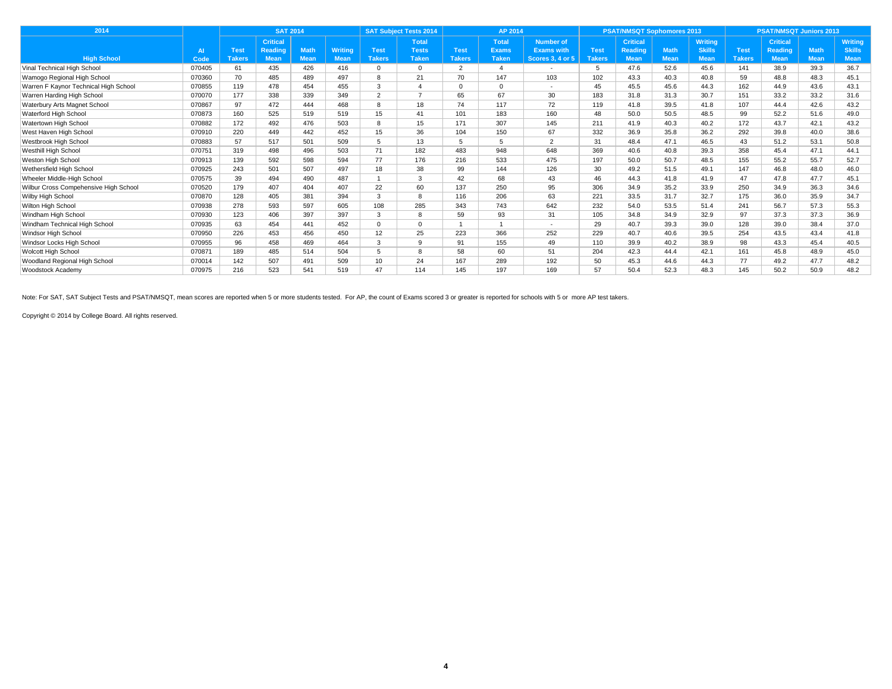| 2014 | | SAT 2014 | | | | SAT Subject Tests 2014 | | AP 2014 | | | PSAT/NMSQT Sophomores 2013 | | | | PSAT/NMSQT Juniors 2013 | | | |
|---|---|---|---|---|---|---|---|---|---|---|---|---|---|---|---|---|---|---|
| High School | AI Code | Test Takers | Critical Reading Mean | Math Mean | Writing Mean | Test Takers | Total Tests Taken | Test Takers | Total Exams Taken | Number of Exams with Scores 3, 4 or 5 | Test Takers | Critical Reading Mean | Math Mean | Writing Skills Mean | Test Takers | Critical Reading Mean | Math Mean | Writing Skills Mean |
| Vinal Technical High School | 070405 | 61 | 435 | 426 | 416 | 0 | 0 | 2 | 4 | - | 5 | 47.6 | 52.6 | 45.6 | 141 | 38.9 | 39.3 | 36.7 |
| Wamogo Regional High School | 070360 | 70 | 485 | 489 | 497 | 8 | 21 | 70 | 147 | 103 | 102 | 43.3 | 40.3 | 40.8 | 59 | 48.8 | 48.3 | 45.1 |
| Warren F Kaynor Technical High School | 070855 | 119 | 478 | 454 | 455 | 3 | 4 | 0 | 0 | - | 45 | 45.5 | 45.6 | 44.3 | 162 | 44.9 | 43.6 | 43.1 |
| Warren Harding High School | 070070 | 177 | 338 | 339 | 349 | 2 | 7 | 65 | 67 | 30 | 183 | 31.8 | 31.3 | 30.7 | 151 | 33.2 | 33.2 | 31.6 |
| Waterbury Arts Magnet School | 070867 | 97 | 472 | 444 | 468 | 8 | 18 | 74 | 117 | 72 | 119 | 41.8 | 39.5 | 41.8 | 107 | 44.4 | 42.6 | 43.2 |
| Waterford High School | 070873 | 160 | 525 | 519 | 519 | 15 | 41 | 101 | 183 | 160 | 48 | 50.0 | 50.5 | 48.5 | 99 | 52.2 | 51.6 | 49.0 |
| Watertown High School | 070882 | 172 | 492 | 476 | 503 | 8 | 15 | 171 | 307 | 145 | 211 | 41.9 | 40.3 | 40.2 | 172 | 43.7 | 42.1 | 43.2 |
| West Haven High School | 070910 | 220 | 449 | 442 | 452 | 15 | 36 | 104 | 150 | 67 | 332 | 36.9 | 35.8 | 36.2 | 292 | 39.8 | 40.0 | 38.6 |
| Westbrook High School | 070883 | 57 | 517 | 501 | 509 | 5 | 13 | 5 | 5 | 2 | 31 | 48.4 | 47.1 | 46.5 | 43 | 51.2 | 53.1 | 50.8 |
| Westhill High School | 070751 | 319 | 498 | 496 | 503 | 71 | 182 | 483 | 948 | 648 | 369 | 40.6 | 40.8 | 39.3 | 358 | 45.4 | 47.1 | 44.1 |
| Weston High School | 070913 | 139 | 592 | 598 | 594 | 77 | 176 | 216 | 533 | 475 | 197 | 50.0 | 50.7 | 48.5 | 155 | 55.2 | 55.7 | 52.7 |
| Wethersfield High School | 070925 | 243 | 501 | 507 | 497 | 18 | 38 | 99 | 144 | 126 | 30 | 49.2 | 51.5 | 49.1 | 147 | 46.8 | 48.0 | 46.0 |
| Wheeler Middle-High School | 070575 | 39 | 494 | 490 | 487 | 1 | 3 | 42 | 68 | 43 | 46 | 44.3 | 41.8 | 41.9 | 47 | 47.8 | 47.7 | 45.1 |
| Wilbur Cross Compehensive High School | 070520 | 179 | 407 | 404 | 407 | 22 | 60 | 137 | 250 | 95 | 306 | 34.9 | 35.2 | 33.9 | 250 | 34.9 | 36.3 | 34.6 |
| Wilby High School | 070870 | 128 | 405 | 381 | 394 | 3 | 8 | 116 | 206 | 63 | 221 | 33.5 | 31.7 | 32.7 | 175 | 36.0 | 35.9 | 34.7 |
| Wilton High School | 070938 | 278 | 593 | 597 | 605 | 108 | 285 | 343 | 743 | 642 | 232 | 54.0 | 53.5 | 51.4 | 241 | 56.7 | 57.3 | 55.3 |
| Windham High School | 070930 | 123 | 406 | 397 | 397 | 3 | 8 | 59 | 93 | 31 | 105 | 34.8 | 34.9 | 32.9 | 97 | 37.3 | 37.3 | 36.9 |
| Windham Technical High School | 070935 | 63 | 454 | 441 | 452 | 0 | 0 | 1 | 1 | - | 29 | 40.7 | 39.3 | 39.0 | 128 | 39.0 | 38.4 | 37.0 |
| Windsor High School | 070950 | 226 | 453 | 456 | 450 | 12 | 25 | 223 | 366 | 252 | 229 | 40.7 | 40.6 | 39.5 | 254 | 43.5 | 43.4 | 41.8 |
| Windsor Locks High School | 070955 | 96 | 458 | 469 | 464 | 3 | 9 | 91 | 155 | 49 | 110 | 39.9 | 40.2 | 38.9 | 98 | 43.3 | 45.4 | 40.5 |
| Wolcott High School | 070871 | 189 | 485 | 514 | 504 | 5 | 8 | 58 | 60 | 51 | 204 | 42.3 | 44.4 | 42.1 | 161 | 45.8 | 48.9 | 45.0 |
| Woodland Regional High School | 070014 | 142 | 507 | 491 | 509 | 10 | 24 | 167 | 289 | 192 | 50 | 45.3 | 44.6 | 44.3 | 77 | 49.2 | 47.7 | 48.2 |
| Woodstock Academy | 070975 | 216 | 523 | 541 | 519 | 47 | 114 | 145 | 197 | 169 | 57 | 50.4 | 52.3 | 48.3 | 145 | 50.2 | 50.9 | 48.2 |

Note: For SAT, SAT Subject Tests and PSAT/NMSQT, mean scores are reported when 5 or more students tested. For AP, the count of Exams scored 3 or greater is reported for schools with 5 or more AP test takers.

Copyright © 2014 by College Board. All rights reserved.